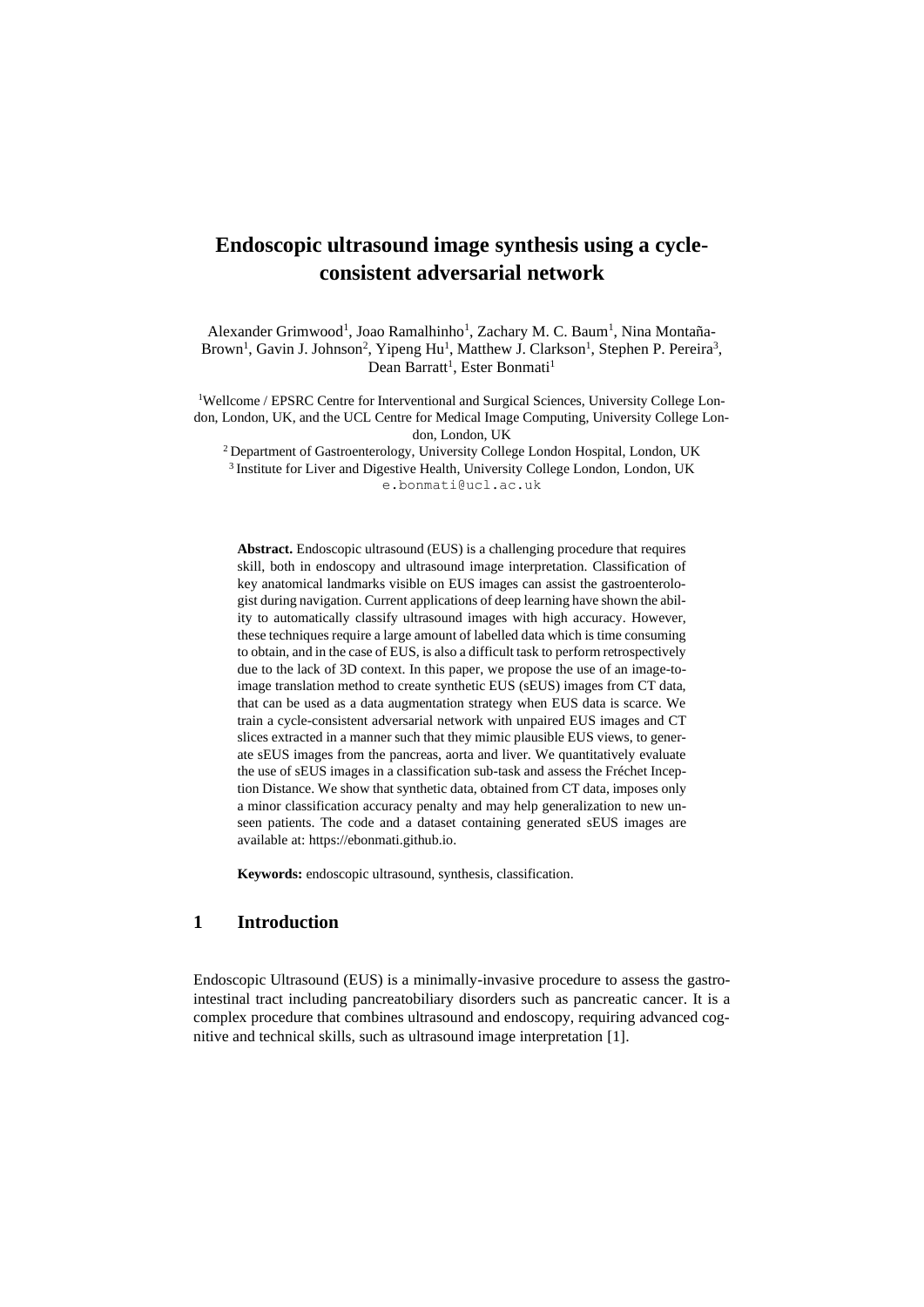# Endoscopic ultrasound image synthesis using a cycle-consistent adversarial network

Alexander Grimwood[1], Joao Ramalhinho[1], Zachary M. C. Baum[1], Nina Montaña-Brown[1], Gavin J. Johnson[2], Yipeng Hu[1], Matthew J. Clarkson[1], Stephen P. Pereira[3], Dean Barratt[1], Ester Bonmati[1]

[1]Wellcome / EPSRC Centre for Interventional and Surgical Sciences, University College London, London, UK, and the UCL Centre for Medical Image Computing, University College London, London, UK

[2] Department of Gastroenterology, University College London Hospital, London, UK

[3] Institute for Liver and Digestive Health, University College London, London, UK

e.bonmati@ucl.ac.uk

**Abstract.** Endoscopic ultrasound (EUS) is a challenging procedure that requires skill, both in endoscopy and ultrasound image interpretation. Classification of key anatomical landmarks visible on EUS images can assist the gastroenterologist during navigation. Current applications of deep learning have shown the ability to automatically classify ultrasound images with high accuracy. However, these techniques require a large amount of labelled data which is time consuming to obtain, and in the case of EUS, is also a difficult task to perform retrospectively due to the lack of 3D context. In this paper, we propose the use of an image-to-image translation method to create synthetic EUS (sEUS) images from CT data, that can be used as a data augmentation strategy when EUS data is scarce. We train a cycle-consistent adversarial network with unpaired EUS images and CT slices extracted in a manner such that they mimic plausible EUS views, to generate sEUS images from the pancreas, aorta and liver. We quantitatively evaluate the use of sEUS images in a classification sub-task and assess the Fréchet Inception Distance. We show that synthetic data, obtained from CT data, imposes only a minor classification accuracy penalty and may help generalization to new unseen patients. The code and a dataset containing generated sEUS images are available at: https://ebonmati.github.io.

**Keywords:** endoscopic ultrasound, synthesis, classification.

## 1 Introduction

Endoscopic Ultrasound (EUS) is a minimally-invasive procedure to assess the gastrointestinal tract including pancreatobiliary disorders such as pancreatic cancer. It is a complex procedure that combines ultrasound and endoscopy, requiring advanced cognitive and technical skills, such as ultrasound image interpretation [1].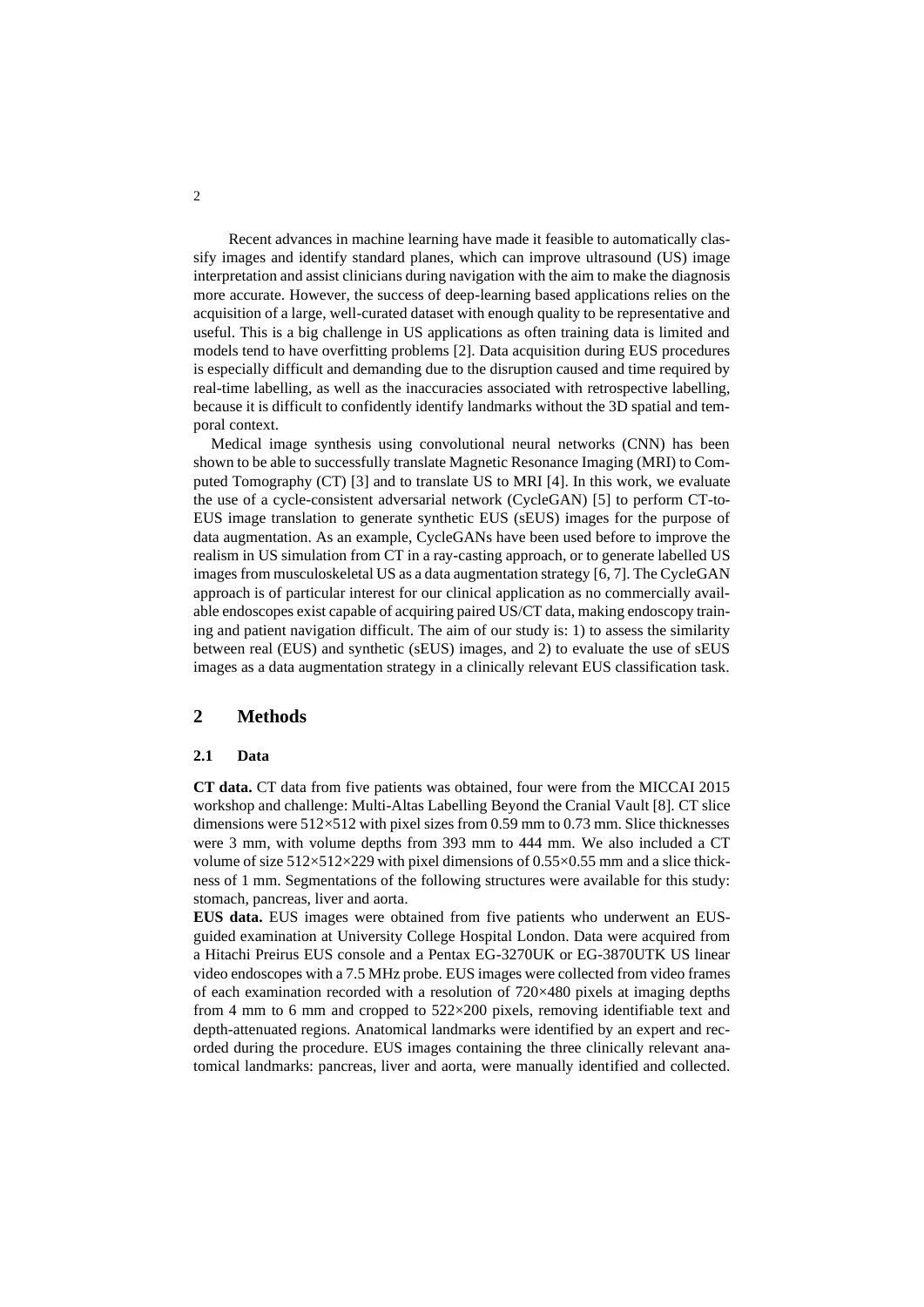Recent advances in machine learning have made it feasible to automatically classify images and identify standard planes, which can improve ultrasound (US) image interpretation and assist clinicians during navigation with the aim to make the diagnosis more accurate. However, the success of deep-learning based applications relies on the acquisition of a large, well-curated dataset with enough quality to be representative and useful. This is a big challenge in US applications as often training data is limited and models tend to have overfitting problems [2]. Data acquisition during EUS procedures is especially difficult and demanding due to the disruption caused and time required by real-time labelling, as well as the inaccuracies associated with retrospective labelling, because it is difficult to confidently identify landmarks without the 3D spatial and temporal context.

Medical image synthesis using convolutional neural networks (CNN) has been shown to be able to successfully translate Magnetic Resonance Imaging (MRI) to Computed Tomography (CT) [3] and to translate US to MRI [4]. In this work, we evaluate the use of a cycle-consistent adversarial network (CycleGAN) [5] to perform CT-to-EUS image translation to generate synthetic EUS (sEUS) images for the purpose of data augmentation. As an example, CycleGANs have been used before to improve the realism in US simulation from CT in a ray-casting approach, or to generate labelled US images from musculoskeletal US as a data augmentation strategy [6, 7]. The CycleGAN approach is of particular interest for our clinical application as no commercially available endoscopes exist capable of acquiring paired US/CT data, making endoscopy training and patient navigation difficult. The aim of our study is: 1) to assess the similarity between real (EUS) and synthetic (sEUS) images, and 2) to evaluate the use of sEUS images as a data augmentation strategy in a clinically relevant EUS classification task.

## 2 Methods

### 2.1 Data

**CT data.** CT data from five patients was obtained, four were from the MICCAI 2015 workshop and challenge: Multi-Altas Labelling Beyond the Cranial Vault [8]. CT slice dimensions were 512×512 with pixel sizes from 0.59 mm to 0.73 mm. Slice thicknesses were 3 mm, with volume depths from 393 mm to 444 mm. We also included a CT volume of size 512×512×229 with pixel dimensions of 0.55×0.55 mm and a slice thickness of 1 mm. Segmentations of the following structures were available for this study: stomach, pancreas, liver and aorta.

**EUS data.** EUS images were obtained from five patients who underwent an EUS-guided examination at University College Hospital London. Data were acquired from a Hitachi Preirus EUS console and a Pentax EG-3270UK or EG-3870UTK US linear video endoscopes with a 7.5 MHz probe. EUS images were collected from video frames of each examination recorded with a resolution of 720×480 pixels at imaging depths from 4 mm to 6 mm and cropped to 522×200 pixels, removing identifiable text and depth-attenuated regions. Anatomical landmarks were identified by an expert and recorded during the procedure. EUS images containing the three clinically relevant anatomical landmarks: pancreas, liver and aorta, were manually identified and collected.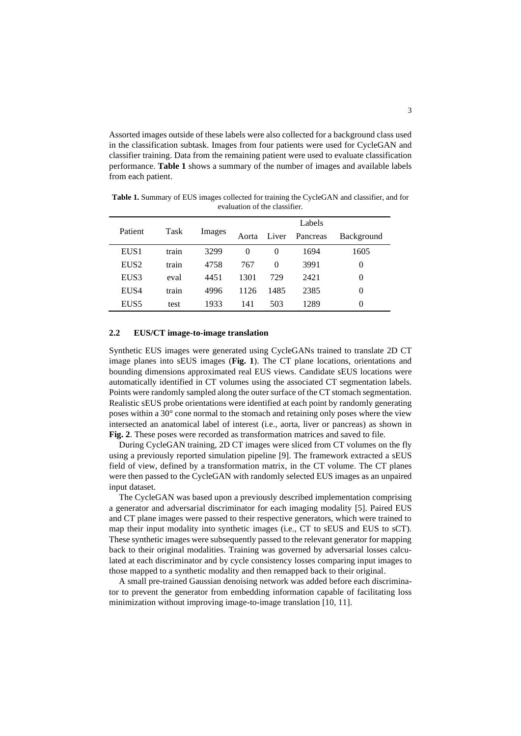Assorted images outside of these labels were also collected for a background class used in the classification subtask. Images from four patients were used for CycleGAN and classifier training. Data from the remaining patient were used to evaluate classification performance. **Table 1** shows a summary of the number of images and available labels from each patient.

**Table 1.** Summary of EUS images collected for training the CycleGAN and classifier, and for evaluation of the classifier.

| Patient | Task | Images | Labels | | | |
|---|---|---|---|---|---|---|
| | | | Aorta | Liver | Pancreas | Background |
| EUS1 | train | 3299 | 0 | 0 | 1694 | 1605 |
| EUS2 | train | 4758 | 767 | 0 | 3991 | 0 |
| EUS3 | eval | 4451 | 1301 | 729 | 2421 | 0 |
| EUS4 | train | 4996 | 1126 | 1485 | 2385 | 0 |
| EUS5 | test | 1933 | 141 | 503 | 1289 | 0 |

### 2.2 EUS/CT image-to-image translation

Synthetic EUS images were generated using CycleGANs trained to translate 2D CT image planes into sEUS images (**Fig. 1**). The CT plane locations, orientations and bounding dimensions approximated real EUS views. Candidate sEUS locations were automatically identified in CT volumes using the associated CT segmentation labels. Points were randomly sampled along the outer surface of the CT stomach segmentation. Realistic sEUS probe orientations were identified at each point by randomly generating poses within a 30° cone normal to the stomach and retaining only poses where the view intersected an anatomical label of interest (i.e., aorta, liver or pancreas) as shown in **Fig. 2**. These poses were recorded as transformation matrices and saved to file.

During CycleGAN training, 2D CT images were sliced from CT volumes on the fly using a previously reported simulation pipeline [9]. The framework extracted a sEUS field of view, defined by a transformation matrix, in the CT volume. The CT planes were then passed to the CycleGAN with randomly selected EUS images as an unpaired input dataset.

The CycleGAN was based upon a previously described implementation comprising a generator and adversarial discriminator for each imaging modality [5]. Paired EUS and CT plane images were passed to their respective generators, which were trained to map their input modality into synthetic images (i.e., CT to sEUS and EUS to sCT). These synthetic images were subsequently passed to the relevant generator for mapping back to their original modalities. Training was governed by adversarial losses calculated at each discriminator and by cycle consistency losses comparing input images to those mapped to a synthetic modality and then remapped back to their original.

A small pre-trained Gaussian denoising network was added before each discriminator to prevent the generator from embedding information capable of facilitating loss minimization without improving image-to-image translation [10, 11].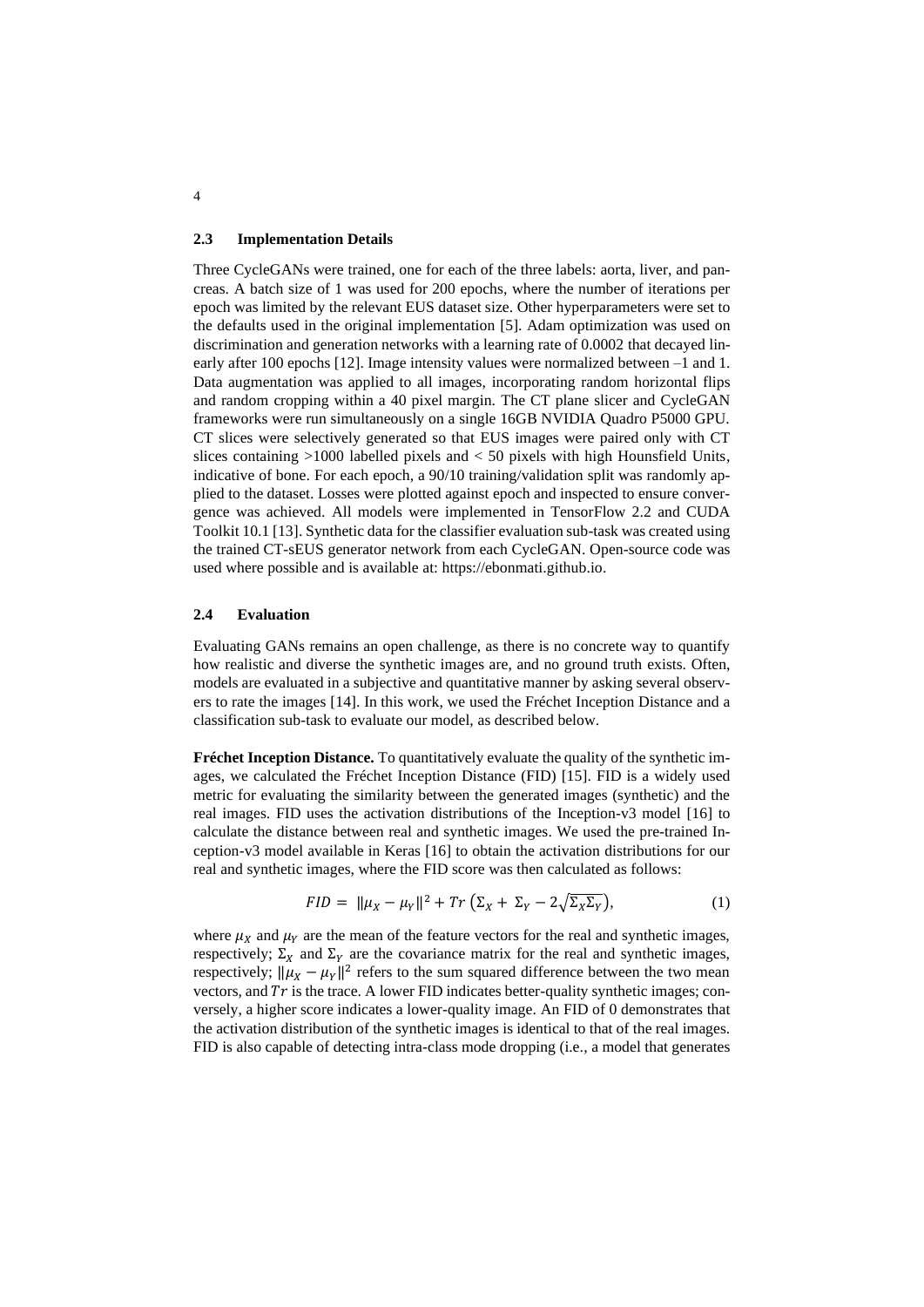### 2.3 Implementation Details

Three CycleGANs were trained, one for each of the three labels: aorta, liver, and pancreas. A batch size of 1 was used for 200 epochs, where the number of iterations per epoch was limited by the relevant EUS dataset size. Other hyperparameters were set to the defaults used in the original implementation [5]. Adam optimization was used on discrimination and generation networks with a learning rate of 0.0002 that decayed linearly after 100 epochs [12]. Image intensity values were normalized between –1 and 1. Data augmentation was applied to all images, incorporating random horizontal flips and random cropping within a 40 pixel margin. The CT plane slicer and CycleGAN frameworks were run simultaneously on a single 16GB NVIDIA Quadro P5000 GPU. CT slices were selectively generated so that EUS images were paired only with CT slices containing >1000 labelled pixels and < 50 pixels with high Hounsfield Units, indicative of bone. For each epoch, a 90/10 training/validation split was randomly applied to the dataset. Losses were plotted against epoch and inspected to ensure convergence was achieved. All models were implemented in TensorFlow 2.2 and CUDA Toolkit 10.1 [13]. Synthetic data for the classifier evaluation sub-task was created using the trained CT-sEUS generator network from each CycleGAN. Open-source code was used where possible and is available at: https://ebonmati.github.io.

### 2.4 Evaluation

Evaluating GANs remains an open challenge, as there is no concrete way to quantify how realistic and diverse the synthetic images are, and no ground truth exists. Often, models are evaluated in a subjective and quantitative manner by asking several observers to rate the images [14]. In this work, we used the Fréchet Inception Distance and a classification sub-task to evaluate our model, as described below.

**Fréchet Inception Distance.** To quantitatively evaluate the quality of the synthetic images, we calculated the Fréchet Inception Distance (FID) [15]. FID is a widely used metric for evaluating the similarity between the generated images (synthetic) and the real images. FID uses the activation distributions of the Inception-v3 model [16] to calculate the distance between real and synthetic images. We used the pre-trained Inception-v3 model available in Keras [16] to obtain the activation distributions for our real and synthetic images, where the FID score was then calculated as follows:

$$FID = \|\mu_X - \mu_Y\|^2 + Tr\left(\Sigma_X + \Sigma_Y - 2\sqrt{\Sigma_X \Sigma_Y}\right), \tag{1}$$

where $\mu_X$ and $\mu_Y$ are the mean of the feature vectors for the real and synthetic images, respectively; $\Sigma_X$ and $\Sigma_Y$ are the covariance matrix for the real and synthetic images, respectively; $\|\mu_X - \mu_Y\|^2$ refers to the sum squared difference between the two mean vectors, and $Tr$ is the trace. A lower FID indicates better-quality synthetic images; conversely, a higher score indicates a lower-quality image. An FID of 0 demonstrates that the activation distribution of the synthetic images is identical to that of the real images. FID is also capable of detecting intra-class mode dropping (i.e., a model that generates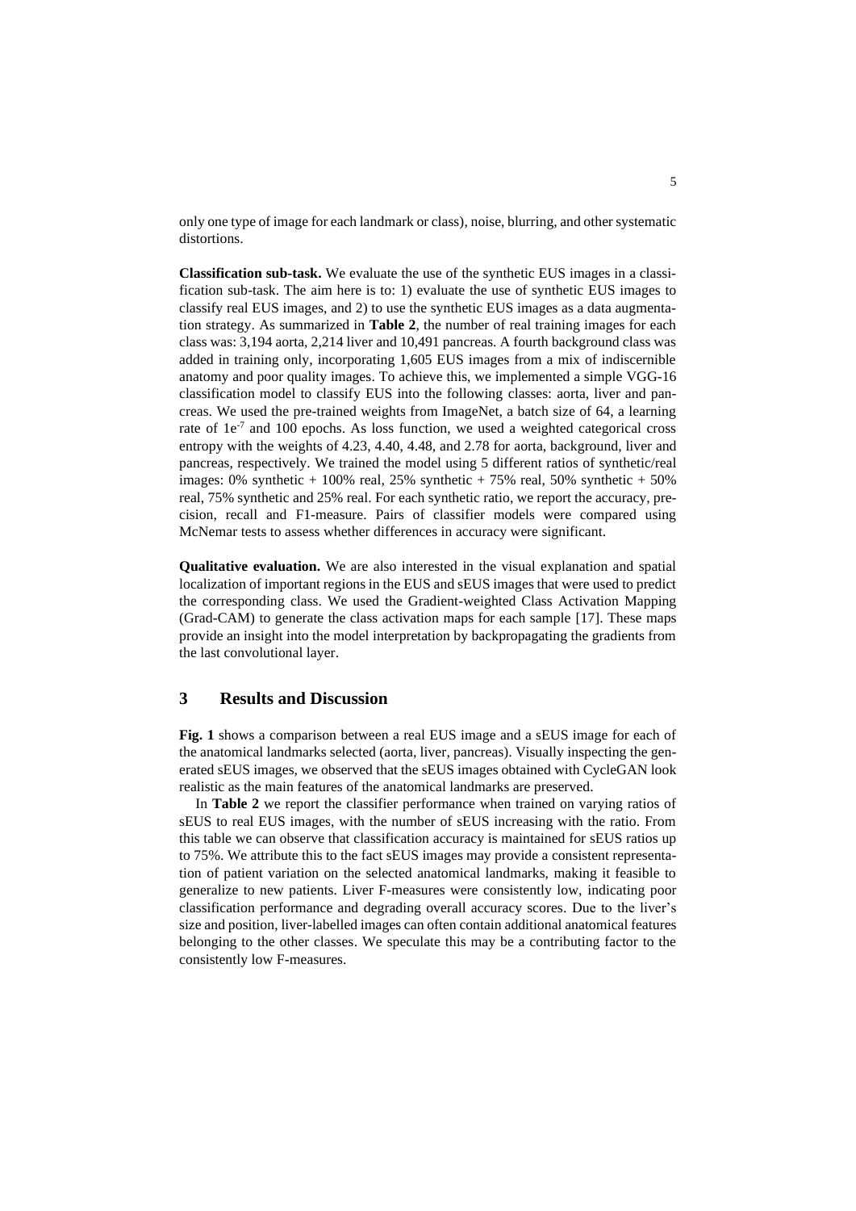only one type of image for each landmark or class), noise, blurring, and other systematic distortions.

**Classification sub-task.** We evaluate the use of the synthetic EUS images in a classification sub-task. The aim here is to: 1) evaluate the use of synthetic EUS images to classify real EUS images, and 2) to use the synthetic EUS images as a data augmentation strategy. As summarized in **Table 2**, the number of real training images for each class was: 3,194 aorta, 2,214 liver and 10,491 pancreas. A fourth background class was added in training only, incorporating 1,605 EUS images from a mix of indiscernible anatomy and poor quality images. To achieve this, we implemented a simple VGG-16 classification model to classify EUS into the following classes: aorta, liver and pancreas. We used the pre-trained weights from ImageNet, a batch size of 64, a learning rate of $1e^{-7}$ and 100 epochs. As loss function, we used a weighted categorical cross entropy with the weights of 4.23, 4.40, 4.48, and 2.78 for aorta, background, liver and pancreas, respectively. We trained the model using 5 different ratios of synthetic/real images: 0% synthetic + 100% real, 25% synthetic + 75% real, 50% synthetic + 50% real, 75% synthetic and 25% real. For each synthetic ratio, we report the accuracy, precision, recall and F1-measure. Pairs of classifier models were compared using McNemar tests to assess whether differences in accuracy were significant.

**Qualitative evaluation.** We are also interested in the visual explanation and spatial localization of important regions in the EUS and sEUS images that were used to predict the corresponding class. We used the Gradient-weighted Class Activation Mapping (Grad-CAM) to generate the class activation maps for each sample [17]. These maps provide an insight into the model interpretation by backpropagating the gradients from the last convolutional layer.

## 3 Results and Discussion

**Fig. 1** shows a comparison between a real EUS image and a sEUS image for each of the anatomical landmarks selected (aorta, liver, pancreas). Visually inspecting the generated sEUS images, we observed that the sEUS images obtained with CycleGAN look realistic as the main features of the anatomical landmarks are preserved.

In **Table 2** we report the classifier performance when trained on varying ratios of sEUS to real EUS images, with the number of sEUS increasing with the ratio. From this table we can observe that classification accuracy is maintained for sEUS ratios up to 75%. We attribute this to the fact sEUS images may provide a consistent representation of patient variation on the selected anatomical landmarks, making it feasible to generalize to new patients. Liver F-measures were consistently low, indicating poor classification performance and degrading overall accuracy scores. Due to the liver's size and position, liver-labelled images can often contain additional anatomical features belonging to the other classes. We speculate this may be a contributing factor to the consistently low F-measures.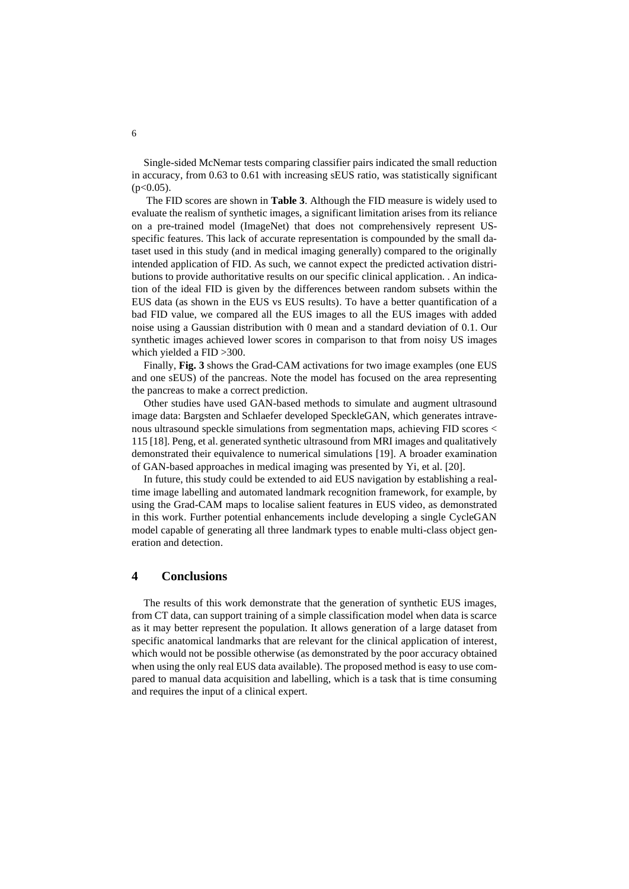Single-sided McNemar tests comparing classifier pairs indicated the small reduction in accuracy, from 0.63 to 0.61 with increasing sEUS ratio, was statistically significant ($p<0.05$).

The FID scores are shown in **Table 3**. Although the FID measure is widely used to evaluate the realism of synthetic images, a significant limitation arises from its reliance on a pre-trained model (ImageNet) that does not comprehensively represent US-specific features. This lack of accurate representation is compounded by the small dataset used in this study (and in medical imaging generally) compared to the originally intended application of FID. As such, we cannot expect the predicted activation distributions to provide authoritative results on our specific clinical application. . An indication of the ideal FID is given by the differences between random subsets within the EUS data (as shown in the EUS vs EUS results). To have a better quantification of a bad FID value, we compared all the EUS images to all the EUS images with added noise using a Gaussian distribution with 0 mean and a standard deviation of 0.1. Our synthetic images achieved lower scores in comparison to that from noisy US images which yielded a FID >300.

Finally, **Fig. 3** shows the Grad-CAM activations for two image examples (one EUS and one sEUS) of the pancreas. Note the model has focused on the area representing the pancreas to make a correct prediction.

Other studies have used GAN-based methods to simulate and augment ultrasound image data: Bargsten and Schlaefer developed SpeckleGAN, which generates intravenous ultrasound speckle simulations from segmentation maps, achieving FID scores < 115 [18]. Peng, et al. generated synthetic ultrasound from MRI images and qualitatively demonstrated their equivalence to numerical simulations [19]. A broader examination of GAN-based approaches in medical imaging was presented by Yi, et al. [20].

In future, this study could be extended to aid EUS navigation by establishing a real-time image labelling and automated landmark recognition framework, for example, by using the Grad-CAM maps to localise salient features in EUS video, as demonstrated in this work. Further potential enhancements include developing a single CycleGAN model capable of generating all three landmark types to enable multi-class object generation and detection.

## 4 Conclusions

The results of this work demonstrate that the generation of synthetic EUS images, from CT data, can support training of a simple classification model when data is scarce as it may better represent the population. It allows generation of a large dataset from specific anatomical landmarks that are relevant for the clinical application of interest, which would not be possible otherwise (as demonstrated by the poor accuracy obtained when using the only real EUS data available). The proposed method is easy to use compared to manual data acquisition and labelling, which is a task that is time consuming and requires the input of a clinical expert.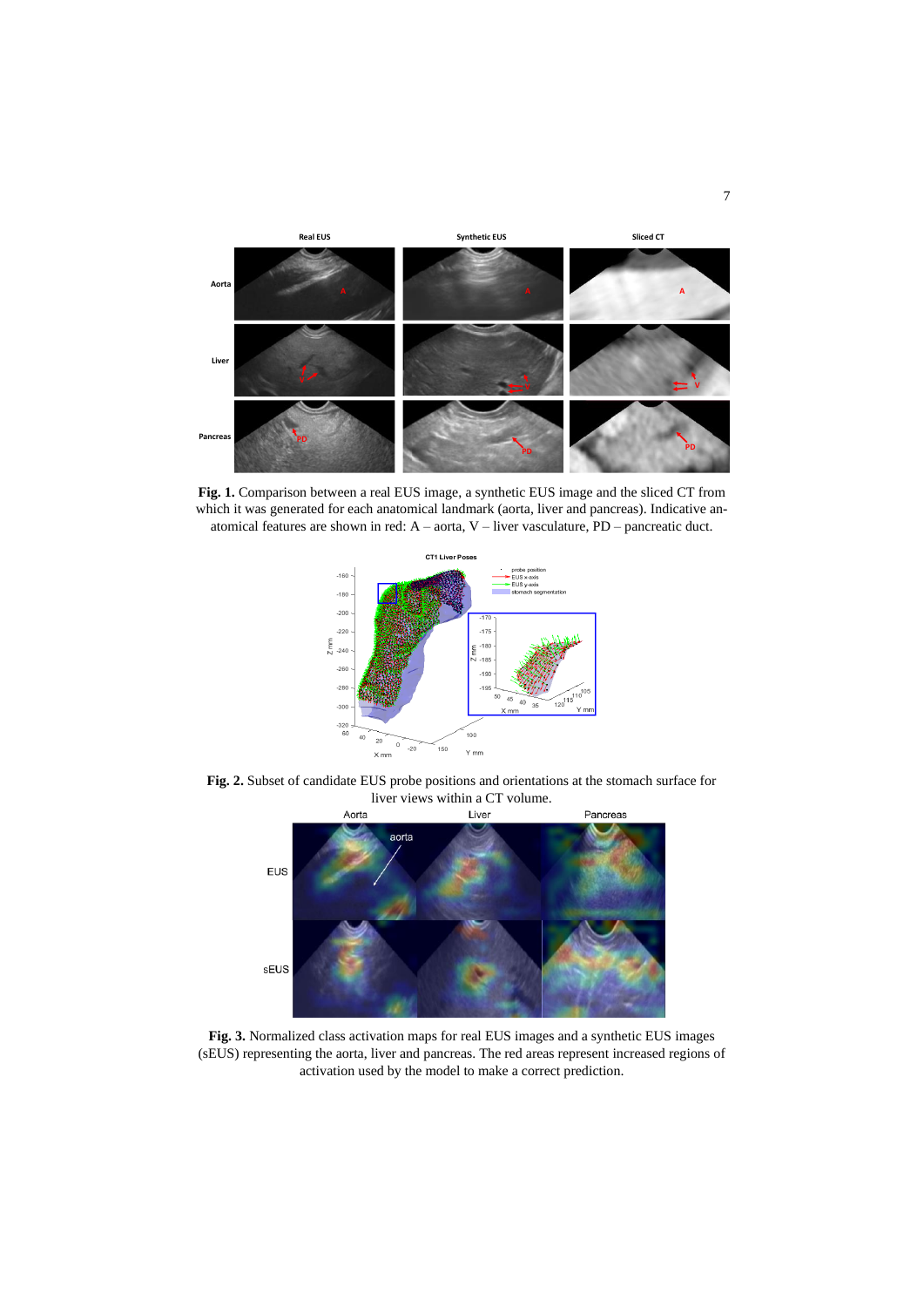**Fig. 1.** Comparison between a real EUS image, a synthetic EUS image and the sliced CT from which it was generated for each anatomical landmark (aorta, liver and pancreas). Indicative anatomical features are shown in red: A – aorta, V – liver vasculature, PD – pancreatic duct.

**Fig. 2.** Subset of candidate EUS probe positions and orientations at the stomach surface for liver views within a CT volume.

**Fig. 3.** Normalized class activation maps for real EUS images and a synthetic EUS images (sEUS) representing the aorta, liver and pancreas. The red areas represent increased regions of activation used by the model to make a correct prediction.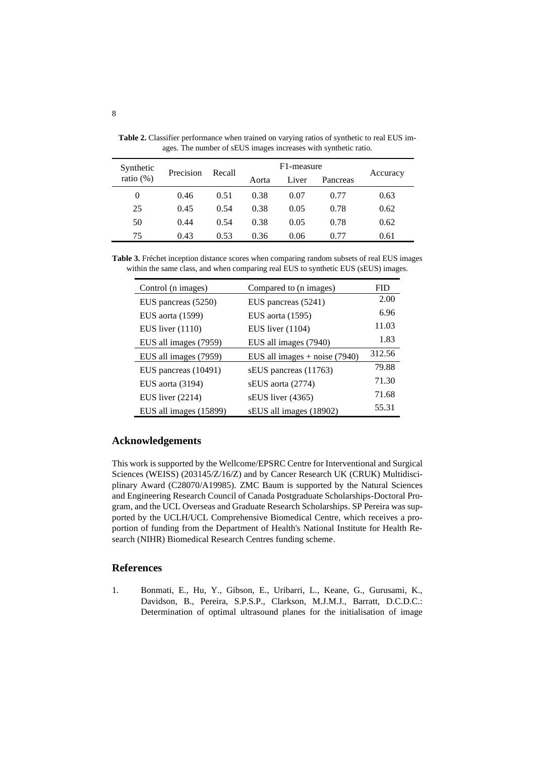**Table 2.** Classifier performance when trained on varying ratios of synthetic to real EUS images. The number of sEUS images increases with synthetic ratio.

| Synthetic ratio (%) | Precision | Recall | F1-measure | | | Accuracy |
|---|---|---|---|---|---|---|
| | | | Aorta | Liver | Pancreas | |
| 0 | 0.46 | 0.51 | 0.38 | 0.07 | 0.77 | 0.63 |
| 25 | 0.45 | 0.54 | 0.38 | 0.05 | 0.78 | 0.62 |
| 50 | 0.44 | 0.54 | 0.38 | 0.05 | 0.78 | 0.62 |
| 75 | 0.43 | 0.53 | 0.36 | 0.06 | 0.77 | 0.61 |

**Table 3.** Fréchet inception distance scores when comparing random subsets of real EUS images within the same class, and when comparing real EUS to synthetic EUS (sEUS) images.

| Control (n images) | Compared to (n images) | FID |
|---|---|---|
| EUS pancreas (5250) | EUS pancreas (5241) | 2.00 |
| EUS aorta (1599) | EUS aorta (1595) | 6.96 |
| EUS liver (1110) | EUS liver (1104) | 11.03 |
| EUS all images (7959) | EUS all images (7940) | 1.83 |
| EUS all images (7959) | EUS all images + noise (7940) | 312.56 |
| EUS pancreas (10491) | sEUS pancreas (11763) | 79.88 |
| EUS aorta (3194) | sEUS aorta (2774) | 71.30 |
| EUS liver (2214) | sEUS liver (4365) | 71.68 |
| EUS all images (15899) | sEUS all images (18902) | 55.31 |

## Acknowledgements

This work is supported by the Wellcome/EPSRC Centre for Interventional and Surgical Sciences (WEISS) (203145/Z/16/Z) and by Cancer Research UK (CRUK) Multidisciplinary Award (C28070/A19985). ZMC Baum is supported by the Natural Sciences and Engineering Research Council of Canada Postgraduate Scholarships-Doctoral Program, and the UCL Overseas and Graduate Research Scholarships. SP Pereira was supported by the UCLH/UCL Comprehensive Biomedical Centre, which receives a proportion of funding from the Department of Health's National Institute for Health Research (NIHR) Biomedical Research Centres funding scheme.

## References

1. Bonmati, E., Hu, Y., Gibson, E., Uribarri, L., Keane, G., Gurusami, K., Davidson, B., Pereira, S.P.S.P., Clarkson, M.J.M.J., Barratt, D.C.D.C.: Determination of optimal ultrasound planes for the initialisation of image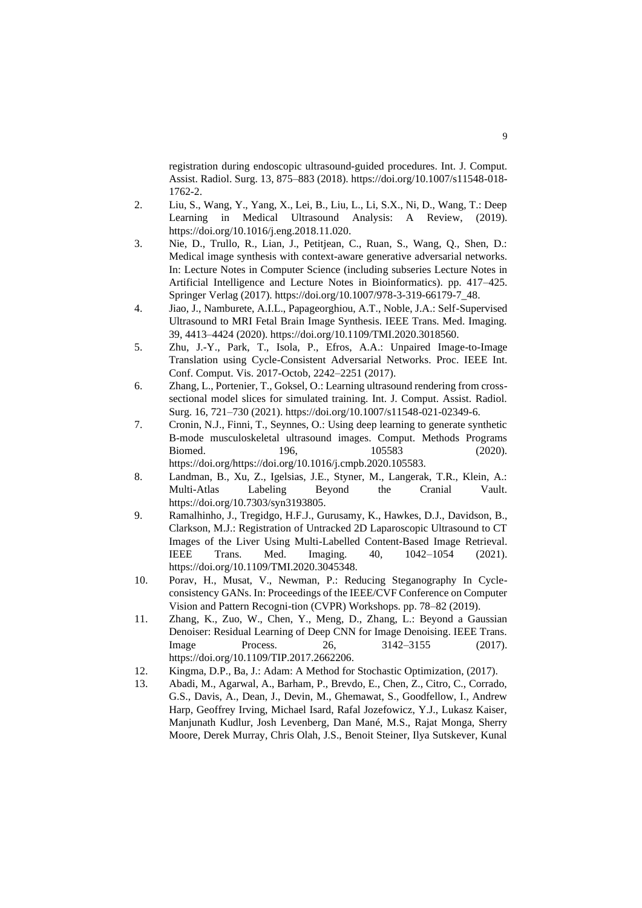registration during endoscopic ultrasound-guided procedures. Int. J. Comput. Assist. Radiol. Surg. 13, 875–883 (2018). https://doi.org/10.1007/s11548-018-1762-2.

2. Liu, S., Wang, Y., Yang, X., Lei, B., Liu, L., Li, S.X., Ni, D., Wang, T.: Deep Learning in Medical Ultrasound Analysis: A Review, (2019). https://doi.org/10.1016/j.eng.2018.11.020.
3. Nie, D., Trullo, R., Lian, J., Petitjean, C., Ruan, S., Wang, Q., Shen, D.: Medical image synthesis with context-aware generative adversarial networks. In: Lecture Notes in Computer Science (including subseries Lecture Notes in Artificial Intelligence and Lecture Notes in Bioinformatics). pp. 417–425. Springer Verlag (2017). https://doi.org/10.1007/978-3-319-66179-7_48.
4. Jiao, J., Namburete, A.I.L., Papageorghiou, A.T., Noble, J.A.: Self-Supervised Ultrasound to MRI Fetal Brain Image Synthesis. IEEE Trans. Med. Imaging. 39, 4413–4424 (2020). https://doi.org/10.1109/TMI.2020.3018560.
5. Zhu, J.-Y., Park, T., Isola, P., Efros, A.A.: Unpaired Image-to-Image Translation using Cycle-Consistent Adversarial Networks. Proc. IEEE Int. Conf. Comput. Vis. 2017-Octob, 2242–2251 (2017).
6. Zhang, L., Portenier, T., Goksel, O.: Learning ultrasound rendering from cross-sectional model slices for simulated training. Int. J. Comput. Assist. Radiol. Surg. 16, 721–730 (2021). https://doi.org/10.1007/s11548-021-02349-6.
7. Cronin, N.J., Finni, T., Seynnes, O.: Using deep learning to generate synthetic B-mode musculoskeletal ultrasound images. Comput. Methods Programs Biomed. 196, 105583 (2020). https://doi.org/https://doi.org/10.1016/j.cmpb.2020.105583.
8. Landman, B., Xu, Z., Igelsias, J.E., Styner, M., Langerak, T.R., Klein, A.: Multi-Atlas Labeling Beyond the Cranial Vault. https://doi.org/10.7303/syn3193805.
9. Ramalhinho, J., Tregidgo, H.F.J., Gurusamy, K., Hawkes, D.J., Davidson, B., Clarkson, M.J.: Registration of Untracked 2D Laparoscopic Ultrasound to CT Images of the Liver Using Multi-Labelled Content-Based Image Retrieval. IEEE Trans. Med. Imaging. 40, 1042–1054 (2021). https://doi.org/10.1109/TMI.2020.3045348.
10. Porav, H., Musat, V., Newman, P.: Reducing Steganography In Cycle-consistency GANs. In: Proceedings of the IEEE/CVF Conference on Computer Vision and Pattern Recogni-tion (CVPR) Workshops. pp. 78–82 (2019).
11. Zhang, K., Zuo, W., Chen, Y., Meng, D., Zhang, L.: Beyond a Gaussian Denoiser: Residual Learning of Deep CNN for Image Denoising. IEEE Trans. Image Process. 26, 3142–3155 (2017). https://doi.org/10.1109/TIP.2017.2662206.
12. Kingma, D.P., Ba, J.: Adam: A Method for Stochastic Optimization, (2017).
13. Abadi, M., Agarwal, A., Barham, P., Brevdo, E., Chen, Z., Citro, C., Corrado, G.S., Davis, A., Dean, J., Devin, M., Ghemawat, S., Goodfellow, I., Andrew Harp, Geoffrey Irving, Michael Isard, Rafal Jozefowicz, Y.J., Lukasz Kaiser, Manjunath Kudlur, Josh Levenberg, Dan Mané, M.S., Rajat Monga, Sherry Moore, Derek Murray, Chris Olah, J.S., Benoit Steiner, Ilya Sutskever, Kunal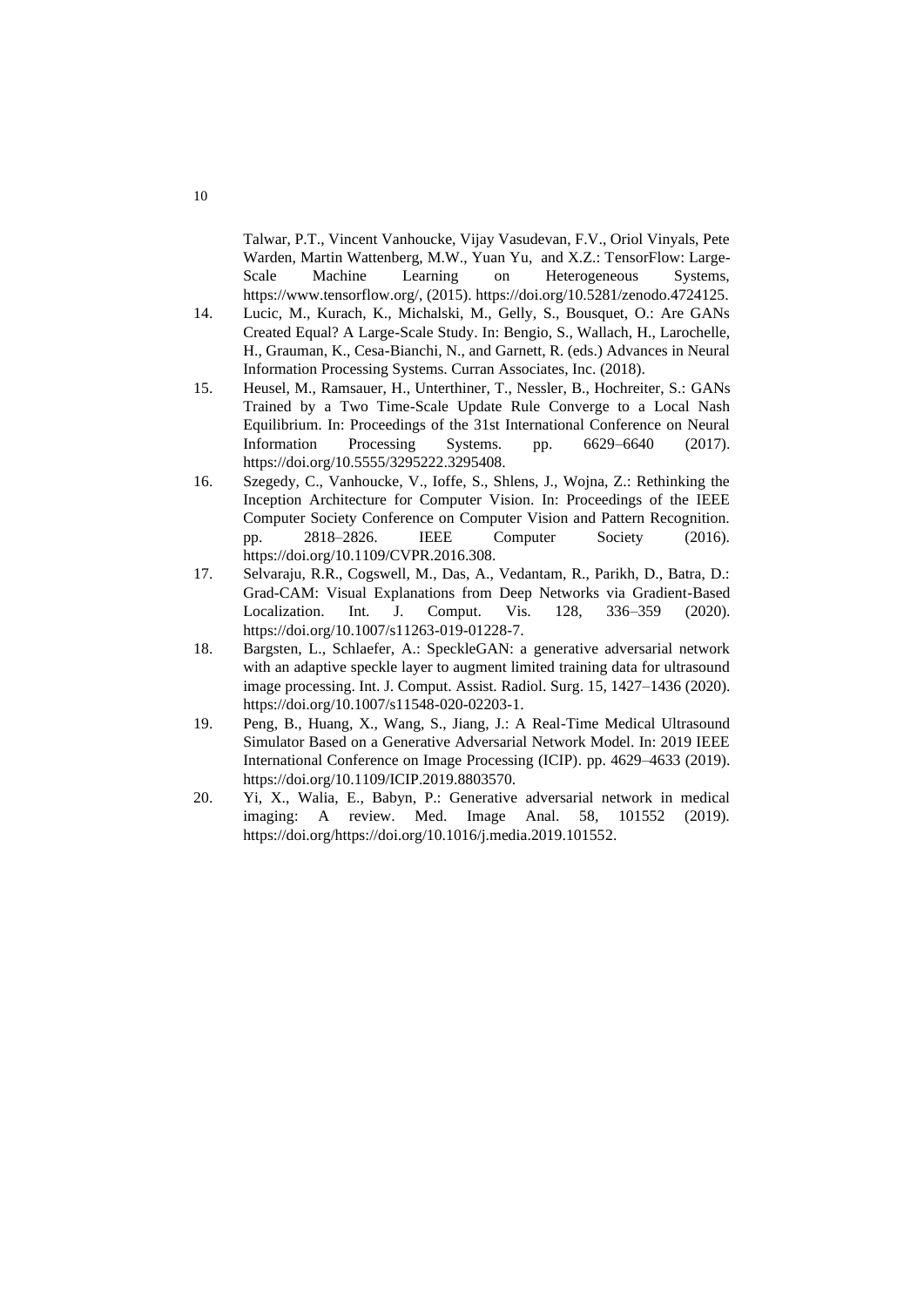Talwar, P.T., Vincent Vanhoucke, Vijay Vasudevan, F.V., Oriol Vinyals, Pete Warden, Martin Wattenberg, M.W., Yuan Yu, and X.Z.: TensorFlow: Large-Scale Machine Learning on Heterogeneous Systems, https://www.tensorflow.org/, (2015). https://doi.org/10.5281/zenodo.4724125.

14. Lucic, M., Kurach, K., Michalski, M., Gelly, S., Bousquet, O.: Are GANs Created Equal? A Large-Scale Study. In: Bengio, S., Wallach, H., Larochelle, H., Grauman, K., Cesa-Bianchi, N., and Garnett, R. (eds.) Advances in Neural Information Processing Systems. Curran Associates, Inc. (2018).
15. Heusel, M., Ramsauer, H., Unterthiner, T., Nessler, B., Hochreiter, S.: GANs Trained by a Two Time-Scale Update Rule Converge to a Local Nash Equilibrium. In: Proceedings of the 31st International Conference on Neural Information Processing Systems. pp. 6629–6640 (2017). https://doi.org/10.5555/3295222.3295408.
16. Szegedy, C., Vanhoucke, V., Ioffe, S., Shlens, J., Wojna, Z.: Rethinking the Inception Architecture for Computer Vision. In: Proceedings of the IEEE Computer Society Conference on Computer Vision and Pattern Recognition. pp. 2818–2826. IEEE Computer Society (2016). https://doi.org/10.1109/CVPR.2016.308.
17. Selvaraju, R.R., Cogswell, M., Das, A., Vedantam, R., Parikh, D., Batra, D.: Grad-CAM: Visual Explanations from Deep Networks via Gradient-Based Localization. Int. J. Comput. Vis. 128, 336–359 (2020). https://doi.org/10.1007/s11263-019-01228-7.
18. Bargsten, L., Schlaefer, A.: SpeckleGAN: a generative adversarial network with an adaptive speckle layer to augment limited training data for ultrasound image processing. Int. J. Comput. Assist. Radiol. Surg. 15, 1427–1436 (2020). https://doi.org/10.1007/s11548-020-02203-1.
19. Peng, B., Huang, X., Wang, S., Jiang, J.: A Real-Time Medical Ultrasound Simulator Based on a Generative Adversarial Network Model. In: 2019 IEEE International Conference on Image Processing (ICIP). pp. 4629–4633 (2019). https://doi.org/10.1109/ICIP.2019.8803570.
20. Yi, X., Walia, E., Babyn, P.: Generative adversarial network in medical imaging: A review. Med. Image Anal. 58, 101552 (2019). https://doi.org/https://doi.org/10.1016/j.media.2019.101552.